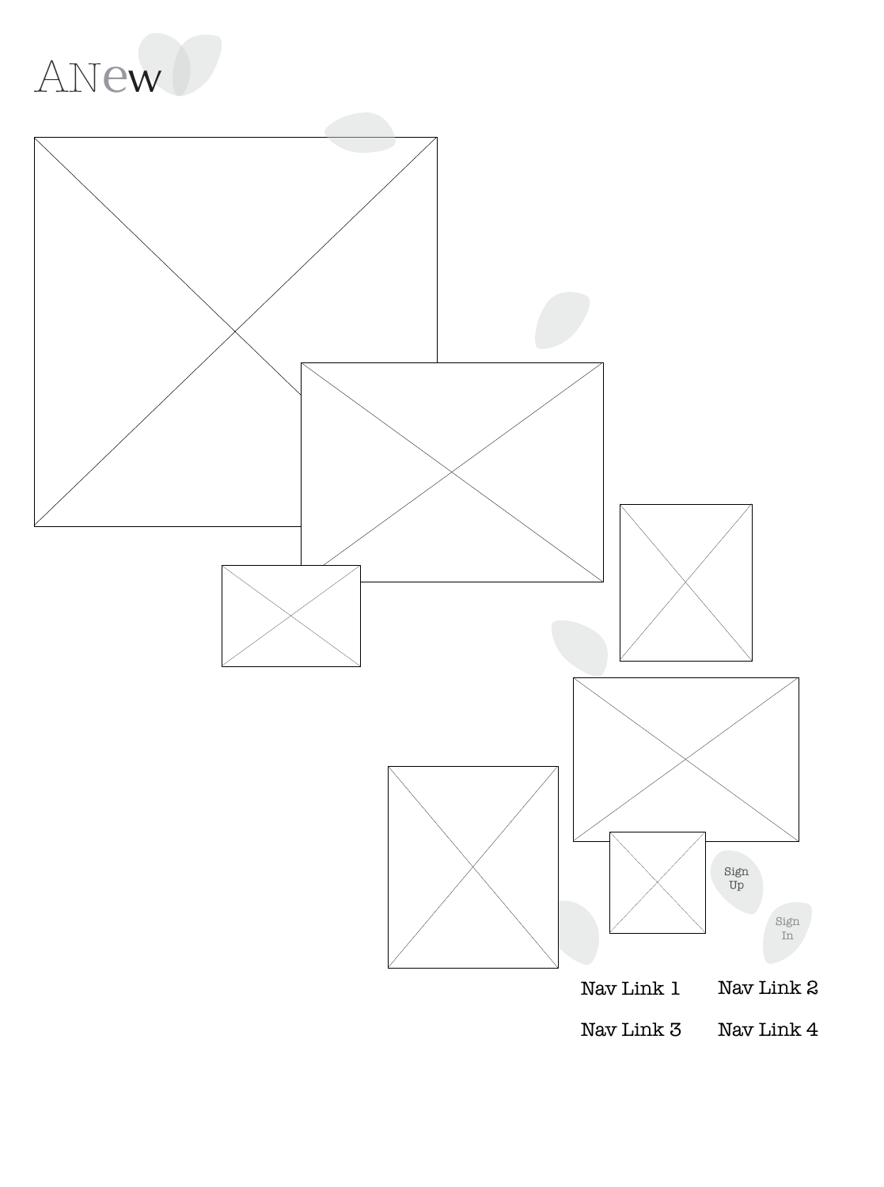# ANew

Sign Up

Sign In

Nav Link 1

Nav Link 2

Nav Link 3

Nav Link 4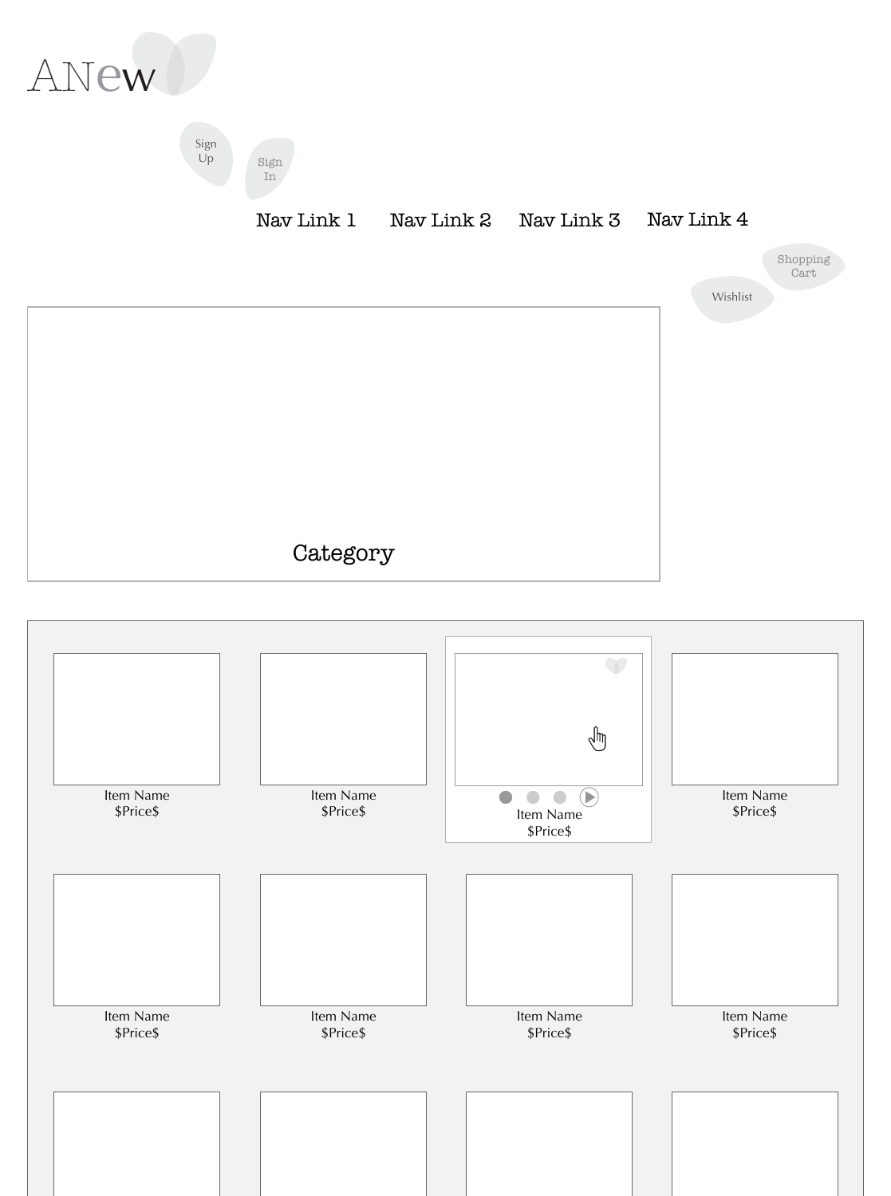ANew

Sign Up

Sign In

Nav Link 1 Nav Link 2 Nav Link 3 Nav Link 4

Shopping Cart

Wishlist

Category

Item Name
$Price$

Item Name
$Price$

Item Name
$Price$

Item Name
$Price$

Item Name
$Price$

Item Name
$Price$

Item Name
$Price$

Item Name
$Price$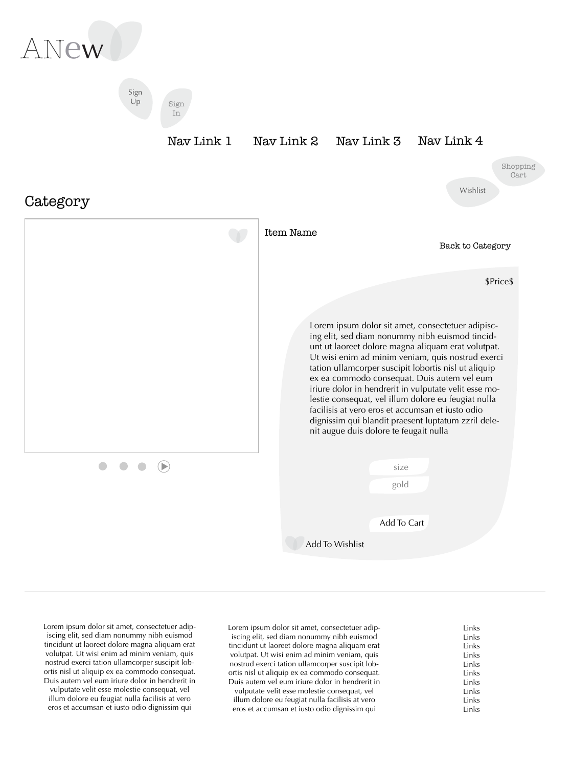ANew

Sign Up

Sign In

Nav Link 1 Nav Link 2 Nav Link 3 Nav Link 4

Shopping Cart

Wishlist

# Category

Item Name

Back to Category

$Price$

Lorem ipsum dolor sit amet, consectetuer adipiscing elit, sed diam nonummy nibh euismod tincidunt ut laoreet dolore magna aliquam erat volutpat. Ut wisi enim ad minim veniam, quis nostrud exerci tation ullamcorper suscipit lobortis nisl ut aliquip ex ea commodo consequat. Duis autem vel eum iriure dolor in hendrerit in vulputate velit esse molestie consequat, vel illum dolore eu feugiat nulla facilisis at vero eros et accumsan et iusto odio dignissim qui blandit praesent luptatum zzril delenit augue duis dolore te feugait nulla

size

gold

Add To Cart

Add To Wishlist

---

Lorem ipsum dolor sit amet, consectetuer adipiscing elit, sed diam nonummy nibh euismod tincidunt ut laoreet dolore magna aliquam erat volutpat. Ut wisi enim ad minim veniam, quis nostrud exerci tation ullamcorper suscipit lobortis nisl ut aliquip ex ea commodo consequat. Duis autem vel eum iriure dolor in hendrerit in vulputate velit esse molestie consequat, vel illum dolore eu feugiat nulla facilisis at vero eros et accumsan et iusto odio dignissim qui

Lorem ipsum dolor sit amet, consectetuer adipiscing elit, sed diam nonummy nibh euismod tincidunt ut laoreet dolore magna aliquam erat volutpat. Ut wisi enim ad minim veniam, quis nostrud exerci tation ullamcorper suscipit lobortis nisl ut aliquip ex ea commodo consequat. Duis autem vel eum iriure dolor in hendrerit in vulputate velit esse molestie consequat, vel illum dolore eu feugiat nulla facilisis at vero eros et accumsan et iusto odio dignissim qui

Links
Links
Links
Links
Links
Links
Links
Links
Links
Links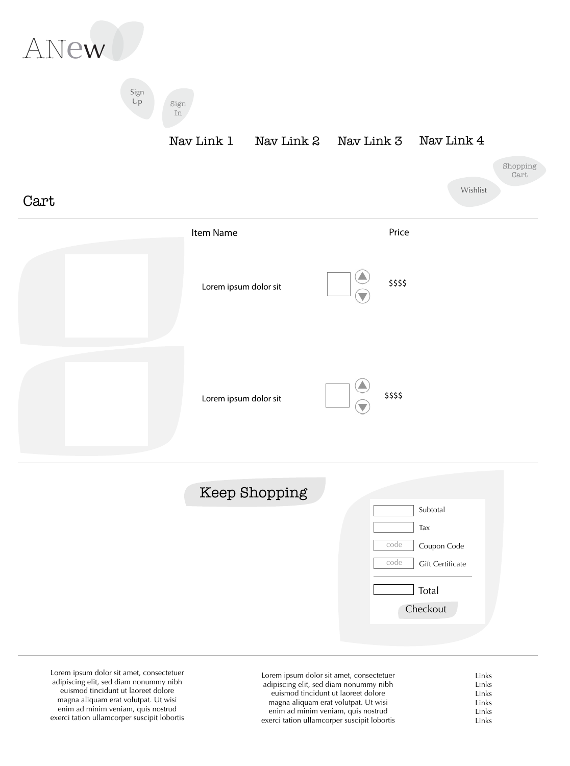ANew

Sign Up

Sign In

Nav Link 1 Nav Link 2 Nav Link 3 Nav Link 4

Shopping Cart

Wishlist

# Cart

| Item Name | | Price |
|---|---|---|
| Lorem ipsum dolor sit | | $$$$ |
| Lorem ipsum dolor sit | | $$$$ |

Keep Shopping

| | |
|---|---|
| | Subtotal |
| | Tax |
| code | Coupon Code |
| code | Gift Certificate |
| | Total |

Checkout

Lorem ipsum dolor sit amet, consectetuer adipiscing elit, sed diam nonummy nibh euismod tincidunt ut laoreet dolore magna aliquam erat volutpat. Ut wisi enim ad minim veniam, quis nostrud exerci tation ullamcorper suscipit lobortis

Lorem ipsum dolor sit amet, consectetuer adipiscing elit, sed diam nonummy nibh euismod tincidunt ut laoreet dolore magna aliquam erat volutpat. Ut wisi enim ad minim veniam, quis nostrud exerci tation ullamcorper suscipit lobortis

Links
Links
Links
Links
Links
Links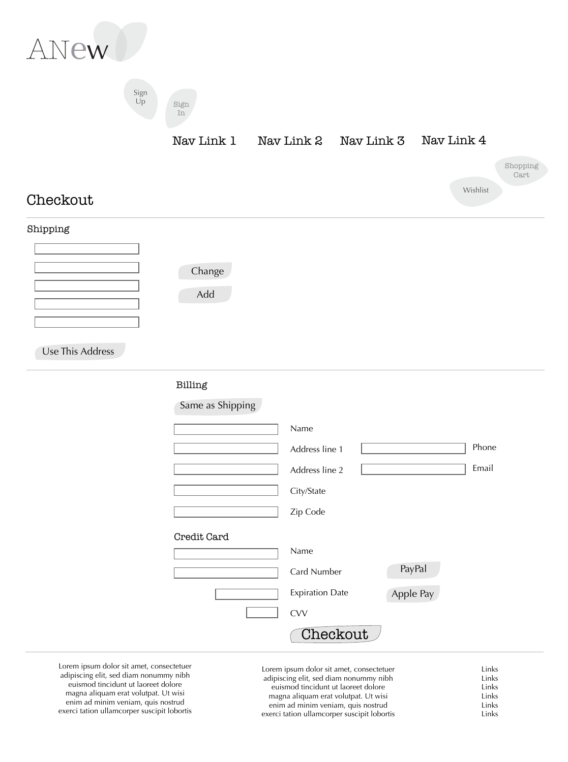ANew

Sign Up

Sign In

Nav Link 1 Nav Link 2 Nav Link 3 Nav Link 4

Shopping Cart

Wishlist

# Checkout

## Shipping

Change

Add

Use This Address

## Billing

Same as Shipping

Name

Address line 1

Address line 2

City/State

Zip Code

Phone

Email

## Credit Card

Name

Card Number

Expiration Date

CVV

PayPal

Apple Pay

Checkout

Lorem ipsum dolor sit amet, consectetuer adipiscing elit, sed diam nonummy nibh euismod tincidunt ut laoreet dolore magna aliquam erat volutpat. Ut wisi enim ad minim veniam, quis nostrud exerci tation ullamcorper suscipit lobortis

Lorem ipsum dolor sit amet, consectetuer adipiscing elit, sed diam nonummy nibh euismod tincidunt ut laoreet dolore magna aliquam erat volutpat. Ut wisi enim ad minim veniam, quis nostrud exerci tation ullamcorper suscipit lobortis

Links
Links
Links
Links
Links
Links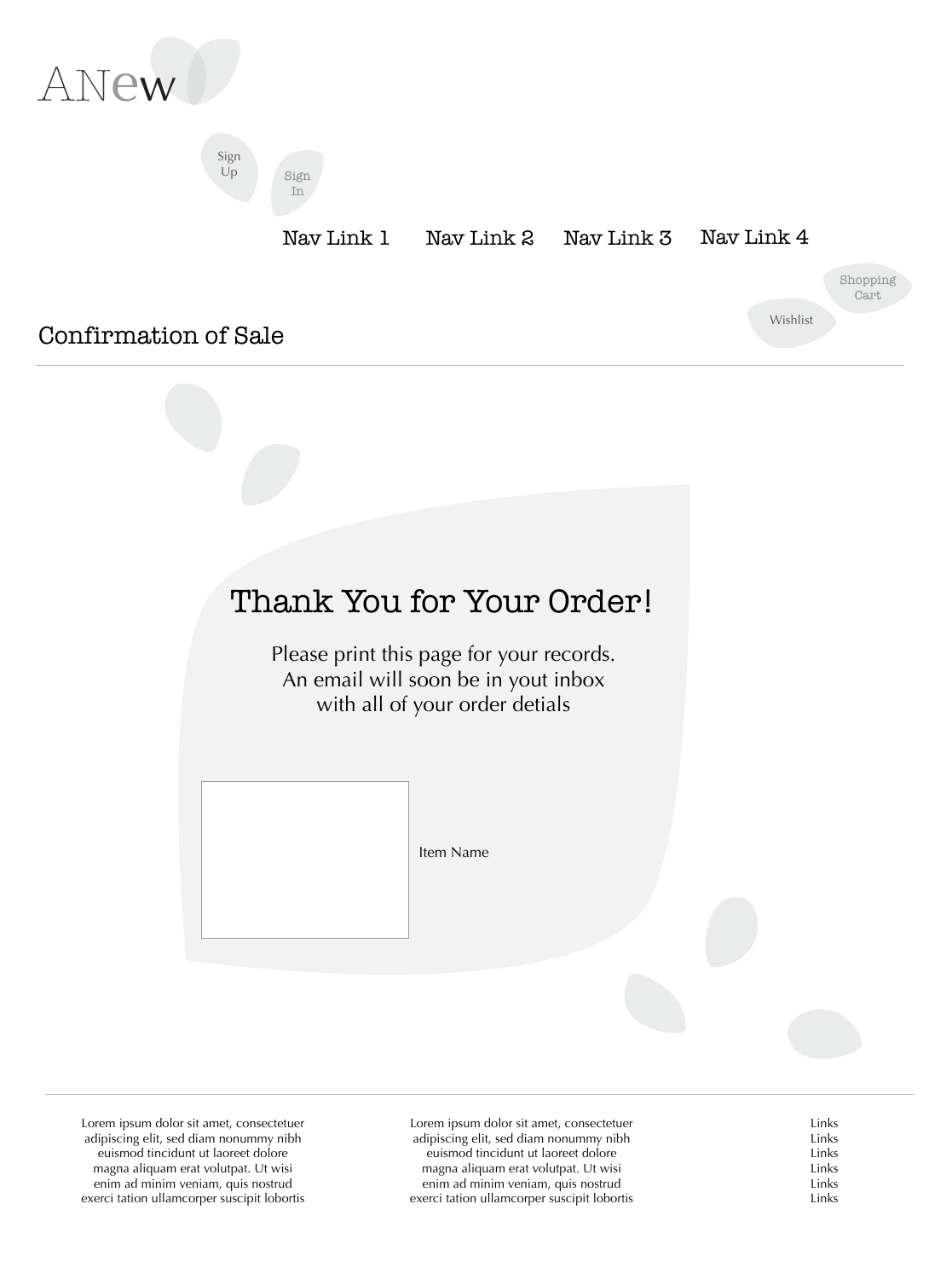ANew

Sign Up

Sign In

Nav Link 1 Nav Link 2 Nav Link 3 Nav Link 4

Shopping Cart

Wishlist

## Confirmation of Sale

# Thank You for Your Order!

Please print this page for your records.
An email will soon be in yout inbox
with all of your order detials

Item Name

Lorem ipsum dolor sit amet, consectetuer adipiscing elit, sed diam nonummy nibh euismod tincidunt ut laoreet dolore magna aliquam erat volutpat. Ut wisi enim ad minim veniam, quis nostrud exerci tation ullamcorper suscipit lobortis

Lorem ipsum dolor sit amet, consectetuer adipiscing elit, sed diam nonummy nibh euismod tincidunt ut laoreet dolore magna aliquam erat volutpat. Ut wisi enim ad minim veniam, quis nostrud exerci tation ullamcorper suscipit lobortis

Links
Links
Links
Links
Links
Links